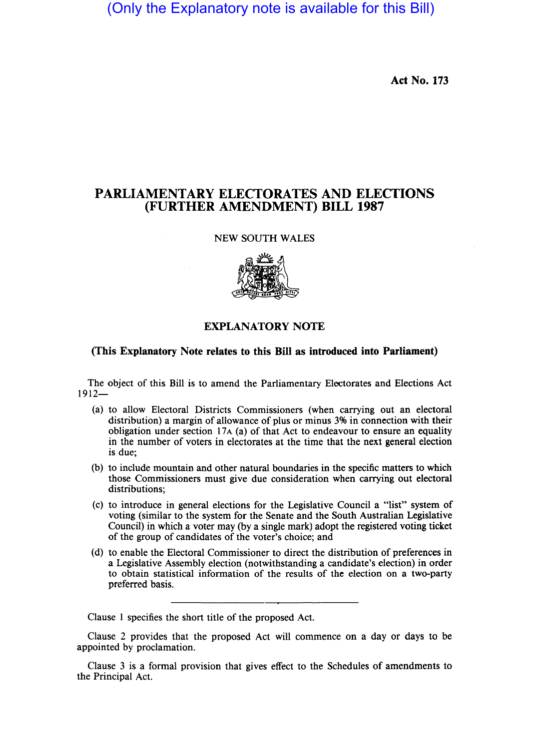(Only the Explanatory note is available for this Bill)

**Act No. 173**

# PARLIAMENTARY ELECTORATES AND ELECTIONS (FURTHER AMENDMENT) BILL 1987

NEW SOUTH WALES

## EXPLANATORY NOTE

**(This Explanatory Note relates to this Bill as introduced into Parliament)**

The object of this Bill is to amend the Parliamentary Electorates and Elections Act 1912—

(a) to allow Electoral Districts Commissioners (when carrying out an electoral distribution) a margin of allowance of plus or minus 3% in connection with their obligation under section 17A (a) of that Act to endeavour to ensure an equality in the number of voters in electorates at the time that the next general election is due;

(b) to include mountain and other natural boundaries in the specific matters to which those Commissioners must give due consideration when carrying out electoral distributions;

(c) to introduce in general elections for the Legislative Council a "list" system of voting (similar to the system for the Senate and the South Australian Legislative Council) in which a voter may (by a single mark) adopt the registered voting ticket of the group of candidates of the voter's choice; and

(d) to enable the Electoral Commissioner to direct the distribution of preferences in a Legislative Assembly election (notwithstanding a candidate's election) in order to obtain statistical information of the results of the election on a two-party preferred basis.

---

Clause 1 specifies the short title of the proposed Act.

Clause 2 provides that the proposed Act will commence on a day or days to be appointed by proclamation.

Clause 3 is a formal provision that gives effect to the Schedules of amendments to the Principal Act.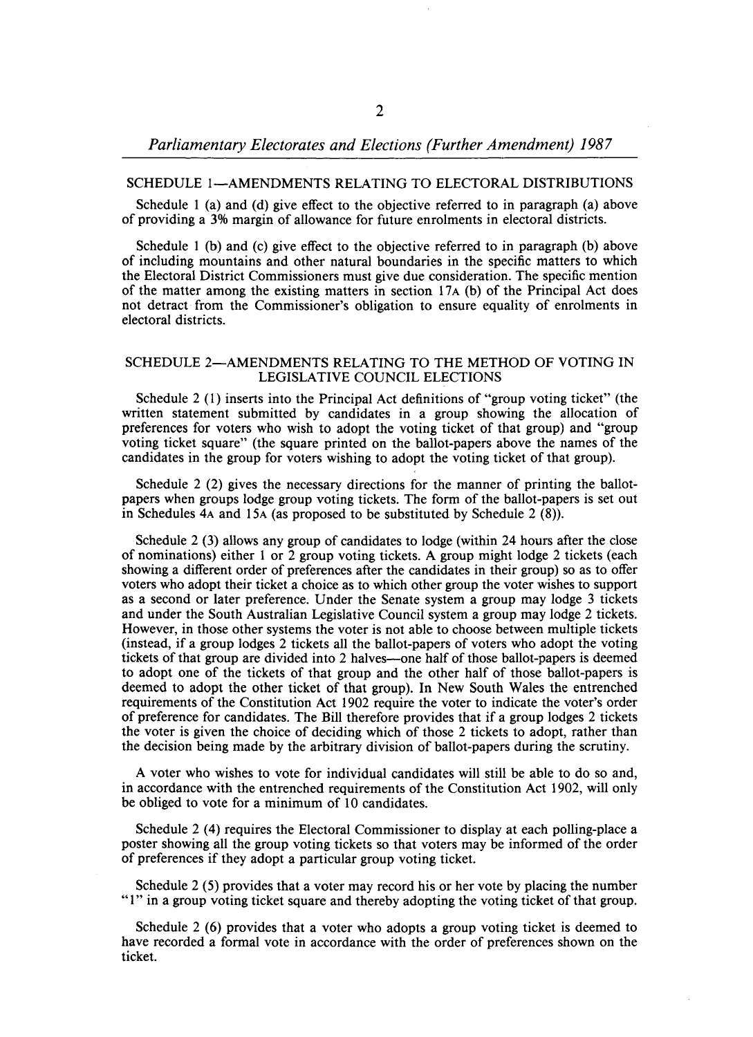## SCHEDULE 1—AMENDMENTS RELATING TO ELECTORAL DISTRIBUTIONS

Schedule 1 (a) and (d) give effect to the objective referred to in paragraph (a) above of providing a 3% margin of allowance for future enrolments in electoral districts.

Schedule 1 (b) and (c) give effect to the objective referred to in paragraph (b) above of including mountains and other natural boundaries in the specific matters to which the Electoral District Commissioners must give due consideration. The specific mention of the matter among the existing matters in section 17A (b) of the Principal Act does not detract from the Commissioner's obligation to ensure equality of enrolments in electoral districts.

## SCHEDULE 2—AMENDMENTS RELATING TO THE METHOD OF VOTING IN LEGISLATIVE COUNCIL ELECTIONS

Schedule 2 (1) inserts into the Principal Act definitions of "group voting ticket" (the written statement submitted by candidates in a group showing the allocation of preferences for voters who wish to adopt the voting ticket of that group) and "group voting ticket square" (the square printed on the ballot-papers above the names of the candidates in the group for voters wishing to adopt the voting ticket of that group).

Schedule 2 (2) gives the necessary directions for the manner of printing the ballot-papers when groups lodge group voting tickets. The form of the ballot-papers is set out in Schedules 4A and 15A (as proposed to be substituted by Schedule 2 (8)).

Schedule 2 (3) allows any group of candidates to lodge (within 24 hours after the close of nominations) either 1 or 2 group voting tickets. A group might lodge 2 tickets (each showing a different order of preferences after the candidates in their group) so as to offer voters who adopt their ticket a choice as to which other group the voter wishes to support as a second or later preference. Under the Senate system a group may lodge 3 tickets and under the South Australian Legislative Council system a group may lodge 2 tickets. However, in those other systems the voter is not able to choose between multiple tickets (instead, if a group lodges 2 tickets all the ballot-papers of voters who adopt the voting tickets of that group are divided into 2 halves—one half of those ballot-papers is deemed to adopt one of the tickets of that group and the other half of those ballot-papers is deemed to adopt the other ticket of that group). In New South Wales the entrenched requirements of the Constitution Act 1902 require the voter to indicate the voter's order of preference for candidates. The Bill therefore provides that if a group lodges 2 tickets the voter is given the choice of deciding which of those 2 tickets to adopt, rather than the decision being made by the arbitrary division of ballot-papers during the scrutiny.

A voter who wishes to vote for individual candidates will still be able to do so and, in accordance with the entrenched requirements of the Constitution Act 1902, will only be obliged to vote for a minimum of 10 candidates.

Schedule 2 (4) requires the Electoral Commissioner to display at each polling-place a poster showing all the group voting tickets so that voters may be informed of the order of preferences if they adopt a particular group voting ticket.

Schedule 2 (5) provides that a voter may record his or her vote by placing the number "1" in a group voting ticket square and thereby adopting the voting ticket of that group.

Schedule 2 (6) provides that a voter who adopts a group voting ticket is deemed to have recorded a formal vote in accordance with the order of preferences shown on the ticket.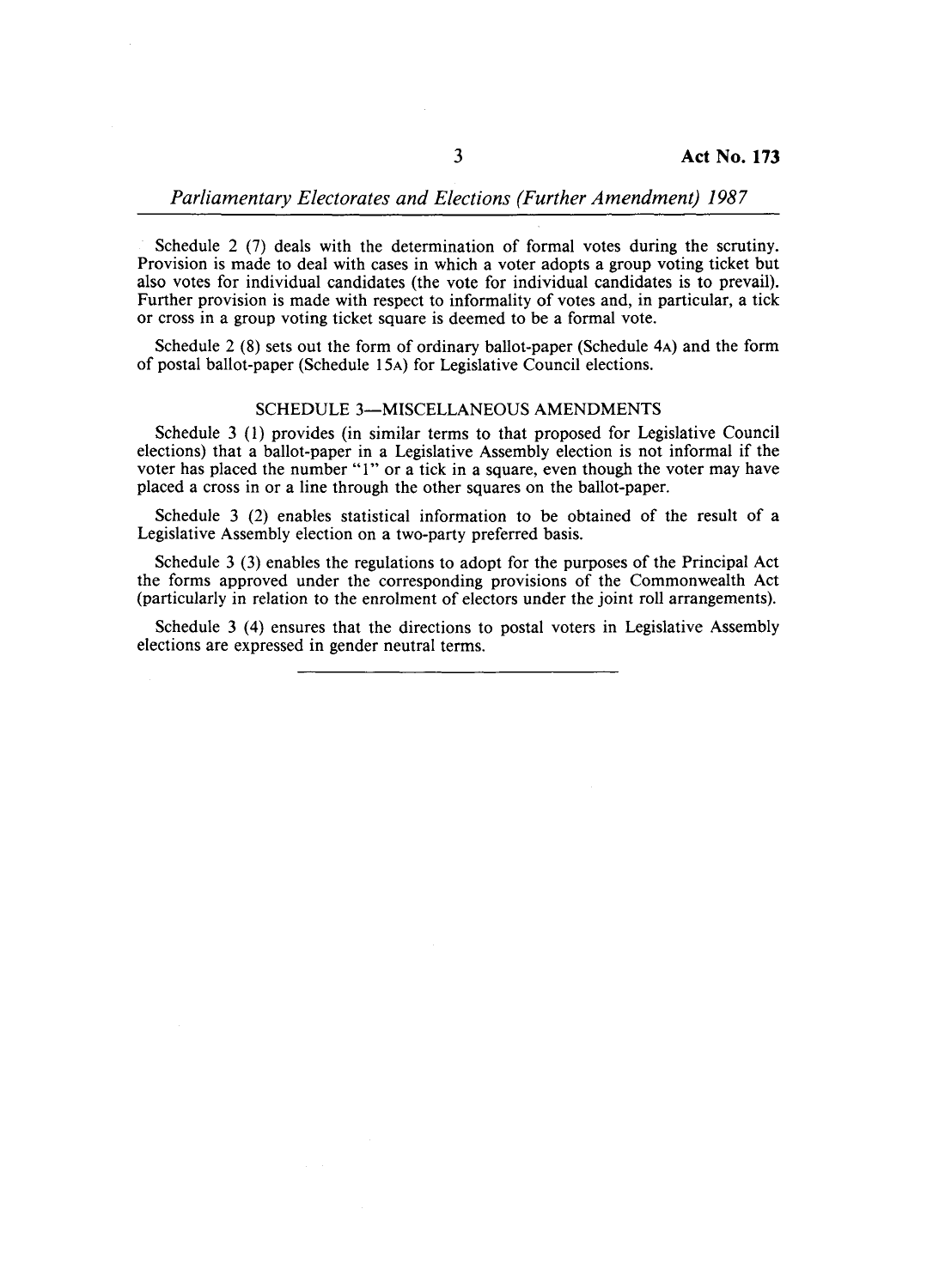Schedule 2 (7) deals with the determination of formal votes during the scrutiny. Provision is made to deal with cases in which a voter adopts a group voting ticket but also votes for individual candidates (the vote for individual candidates is to prevail). Further provision is made with respect to informality of votes and, in particular, a tick or cross in a group voting ticket square is deemed to be a formal vote.

Schedule 2 (8) sets out the form of ordinary ballot-paper (Schedule 4A) and the form of postal ballot-paper (Schedule 15A) for Legislative Council elections.

## SCHEDULE 3—MISCELLANEOUS AMENDMENTS

Schedule 3 (1) provides (in similar terms to that proposed for Legislative Council elections) that a ballot-paper in a Legislative Assembly election is not informal if the voter has placed the number "1" or a tick in a square, even though the voter may have placed a cross in or a line through the other squares on the ballot-paper.

Schedule 3 (2) enables statistical information to be obtained of the result of a Legislative Assembly election on a two-party preferred basis.

Schedule 3 (3) enables the regulations to adopt for the purposes of the Principal Act the forms approved under the corresponding provisions of the Commonwealth Act (particularly in relation to the enrolment of electors under the joint roll arrangements).

Schedule 3 (4) ensures that the directions to postal voters in Legislative Assembly elections are expressed in gender neutral terms.